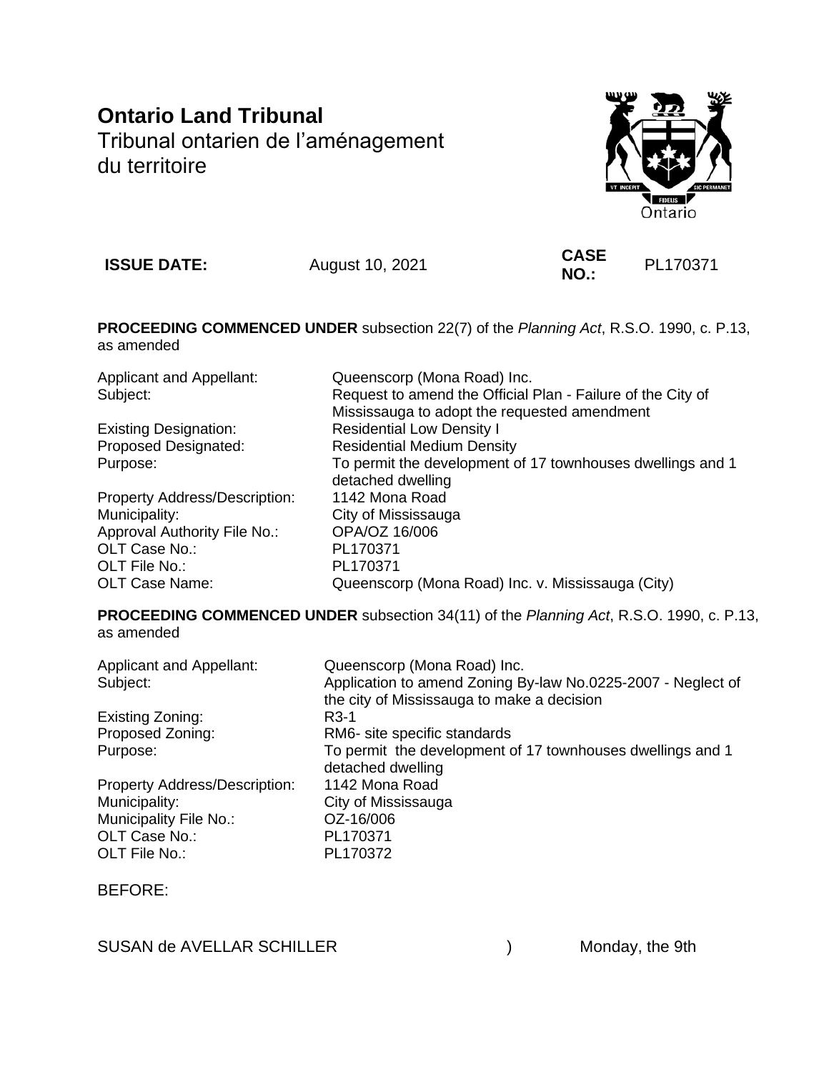**Ontario Land Tribunal**
Tribunal ontarien de l'aménagement du territoire

**ISSUE DATE:** August 10, 2021 **CASE NO.:** PL170371

**PROCEEDING COMMENCED UNDER** subsection 22(7) of the *Planning Act*, R.S.O. 1990, c. P.13, as amended

| | |
|---|---|
| Applicant and Appellant: | Queenscorp (Mona Road) Inc. |
| Subject: | Request to amend the Official Plan - Failure of the City of Mississauga to adopt the requested amendment |
| Existing Designation: | Residential Low Density I |
| Proposed Designated: | Residential Medium Density |
| Purpose: | To permit the development of 17 townhouses dwellings and 1 detached dwelling |
| Property Address/Description: | 1142 Mona Road |
| Municipality: | City of Mississauga |
| Approval Authority File No.: | OPA/OZ 16/006 |
| OLT Case No.: | PL170371 |
| OLT File No.: | PL170371 |
| OLT Case Name: | Queenscorp (Mona Road) Inc. v. Mississauga (City) |

**PROCEEDING COMMENCED UNDER** subsection 34(11) of the *Planning Act*, R.S.O. 1990, c. P.13, as amended

| | |
|---|---|
| Applicant and Appellant: | Queenscorp (Mona Road) Inc. |
| Subject: | Application to amend Zoning By-law No.0225-2007 - Neglect of the city of Mississauga to make a decision |
| Existing Zoning: | R3-1 |
| Proposed Zoning: | RM6- site specific standards |
| Purpose: | To permit the development of 17 townhouses dwellings and 1 detached dwelling |
| Property Address/Description: | 1142 Mona Road |
| Municipality: | City of Mississauga |
| Municipality File No.: | OZ-16/006 |
| OLT Case No.: | PL170371 |
| OLT File No.: | PL170372 |

BEFORE:

SUSAN de AVELLAR SCHILLER ) Monday, the 9th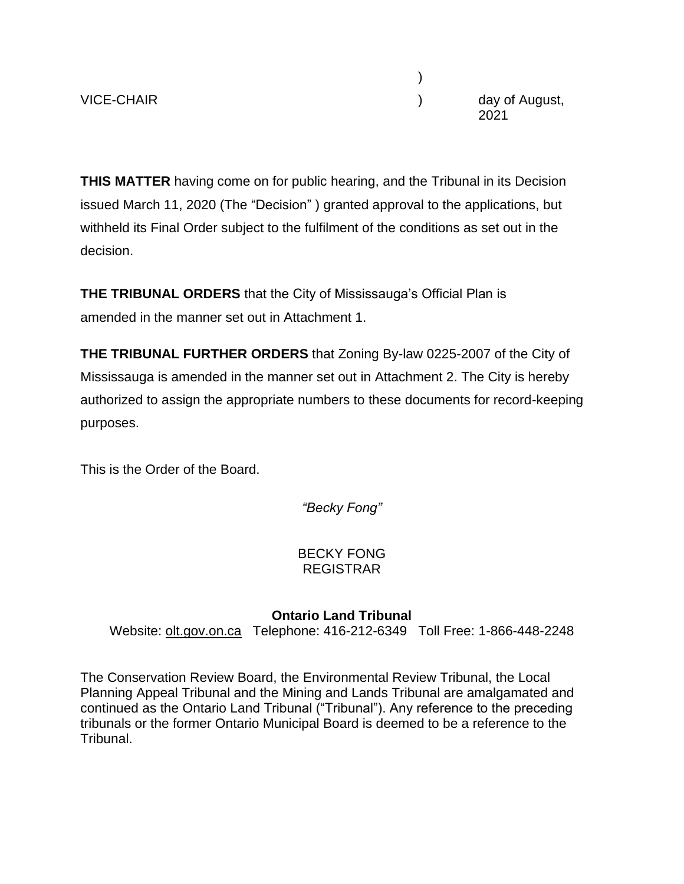| | | |
|---|---|---|
| | ) | |
| VICE-CHAIR | ) | day of August, 2021 |

**THIS MATTER** having come on for public hearing, and the Tribunal in its Decision issued March 11, 2020 (The "Decision" ) granted approval to the applications, but withheld its Final Order subject to the fulfilment of the conditions as set out in the decision.

**THE TRIBUNAL ORDERS** that the City of Mississauga's Official Plan is amended in the manner set out in Attachment 1.

**THE TRIBUNAL FURTHER ORDERS** that Zoning By-law 0225-2007 of the City of Mississauga is amended in the manner set out in Attachment 2. The City is hereby authorized to assign the appropriate numbers to these documents for record-keeping purposes.

This is the Order of the Board.

*"Becky Fong"*

BECKY FONG
REGISTRAR

**Ontario Land Tribunal**

Website: olt.gov.on.ca Telephone: 416-212-6349 Toll Free: 1-866-448-2248

The Conservation Review Board, the Environmental Review Tribunal, the Local Planning Appeal Tribunal and the Mining and Lands Tribunal are amalgamated and continued as the Ontario Land Tribunal ("Tribunal"). Any reference to the preceding tribunals or the former Ontario Municipal Board is deemed to be a reference to the Tribunal.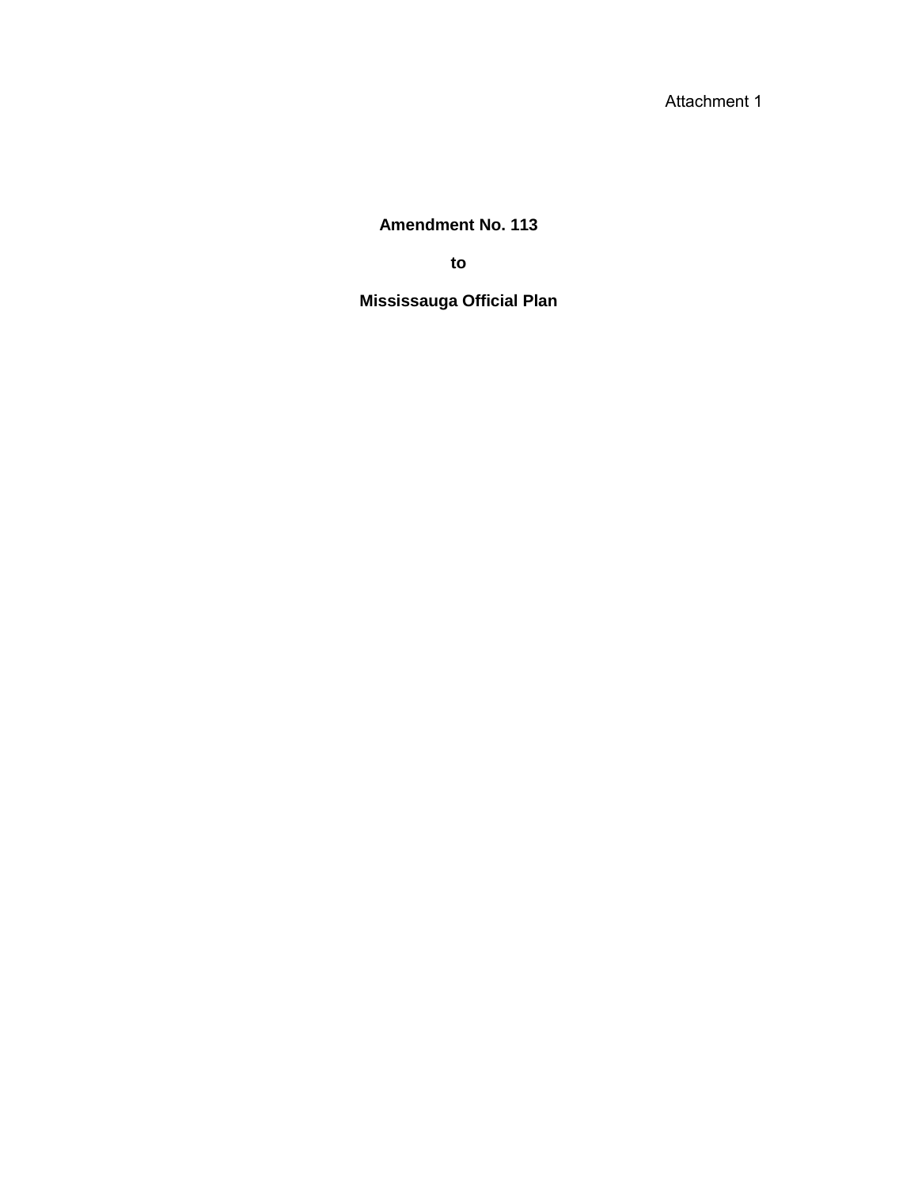Attachment 1

**Amendment No. 113**

**to**

**Mississauga Official Plan**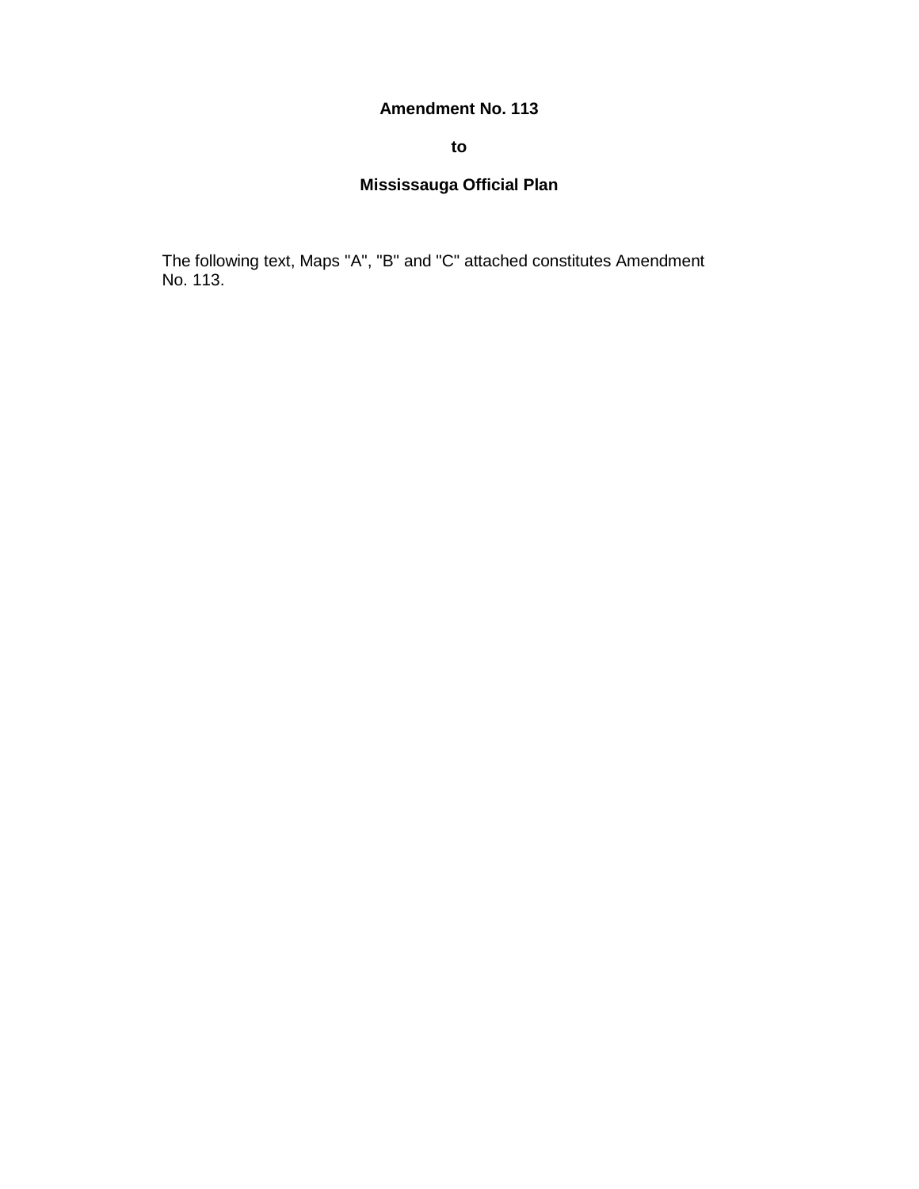**Amendment No. 113**

**to**

**Mississauga Official Plan**

The following text, Maps "A", "B" and "C" attached constitutes Amendment No. 113.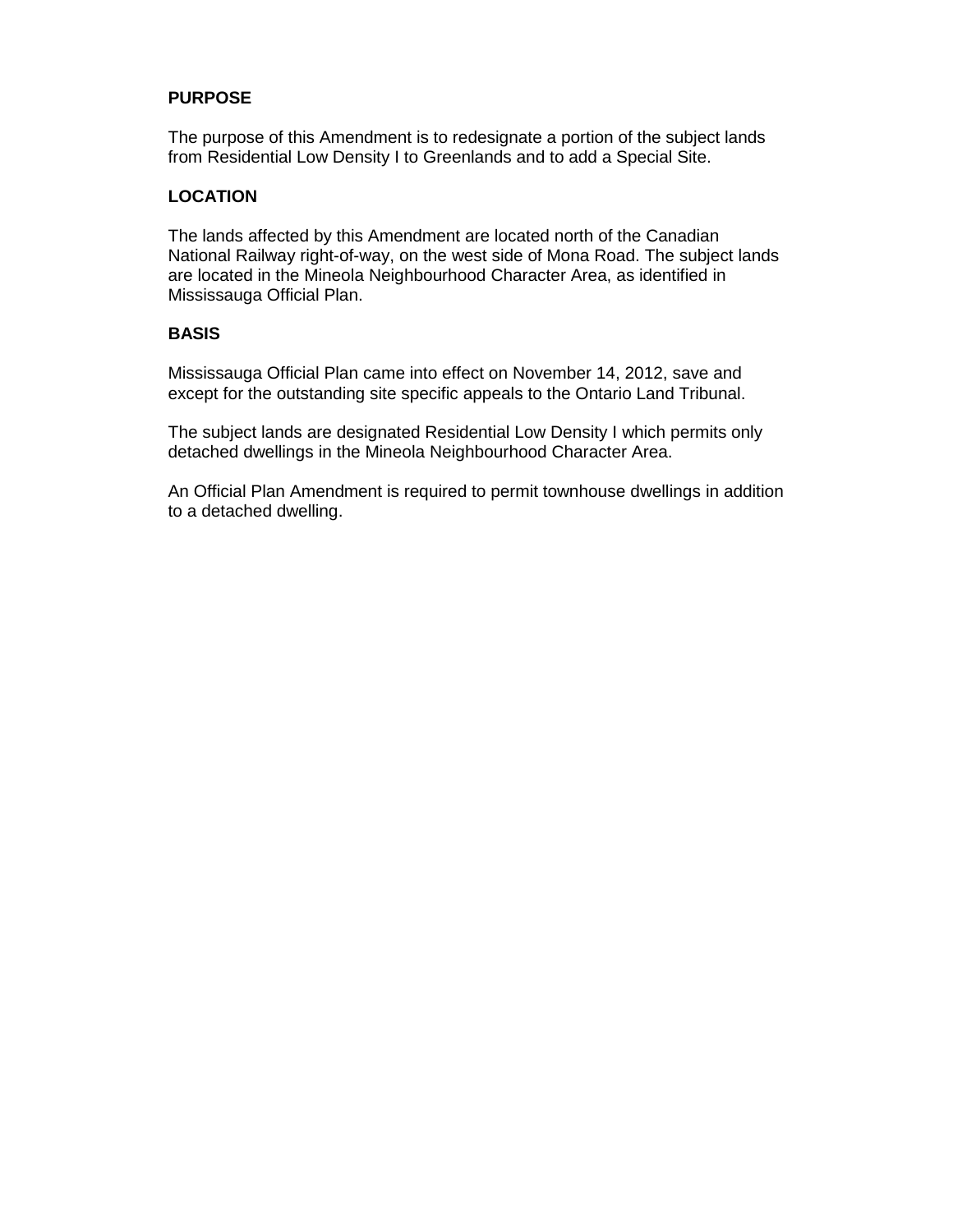**PURPOSE**

The purpose of this Amendment is to redesignate a portion of the subject lands from Residential Low Density I to Greenlands and to add a Special Site.

**LOCATION**

The lands affected by this Amendment are located north of the Canadian National Railway right-of-way, on the west side of Mona Road. The subject lands are located in the Mineola Neighbourhood Character Area, as identified in Mississauga Official Plan.

**BASIS**

Mississauga Official Plan came into effect on November 14, 2012, save and except for the outstanding site specific appeals to the Ontario Land Tribunal.

The subject lands are designated Residential Low Density I which permits only detached dwellings in the Mineola Neighbourhood Character Area.

An Official Plan Amendment is required to permit townhouse dwellings in addition to a detached dwelling.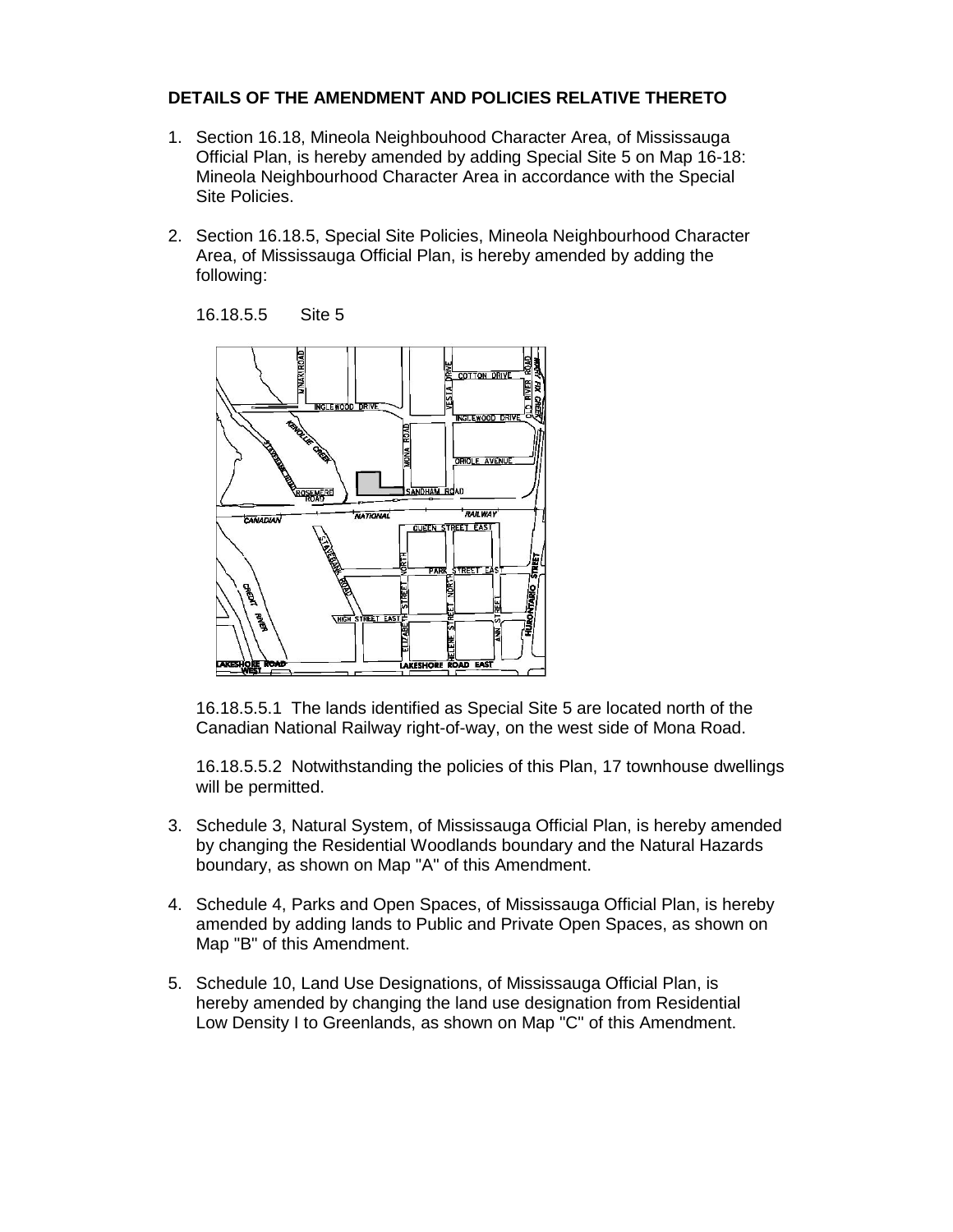**DETAILS OF THE AMENDMENT AND POLICIES RELATIVE THERETO**

1. Section 16.18, Mineola Neighbouhood Character Area, of Mississauga Official Plan, is hereby amended by adding Special Site 5 on Map 16-18: Mineola Neighbourhood Character Area in accordance with the Special Site Policies.

2. Section 16.18.5, Special Site Policies, Mineola Neighbourhood Character Area, of Mississauga Official Plan, is hereby amended by adding the following:

   16.18.5.5 Site 5

   MINA ROAD
   INGLEWOOD DRIVE
   KENOLLIE CREEK
   STAVEBANK ROAD
   ROSEMERE ROAD
   MONA ROAD
   SANDHAM ROAD
   VESTA DRIVE
   COTTON DRIVE
   INGLEWOOD DRIVE
   OLD RIVER ROAD
   MARY FIX CREEK
   ORIOLE AVENUE
   CANADIAN NATIONAL RAILWAY
   QUEEN STREET EAST
   PARK STREET EAST
   STAVEBANK ROAD
   CREDIT RIVER
   HIGH STREET EAST
   ELIZABETH STREET NORTH
   HELENE STREET NORTH
   ANN STREET
   HURONTARIO STREET
   LAKESHORE ROAD WEST
   LAKESHORE ROAD EAST

   16.18.5.5.1 The lands identified as Special Site 5 are located north of the Canadian National Railway right-of-way, on the west side of Mona Road.

   16.18.5.5.2 Notwithstanding the policies of this Plan, 17 townhouse dwellings will be permitted.

3. Schedule 3, Natural System, of Mississauga Official Plan, is hereby amended by changing the Residential Woodlands boundary and the Natural Hazards boundary, as shown on Map "A" of this Amendment.

4. Schedule 4, Parks and Open Spaces, of Mississauga Official Plan, is hereby amended by adding lands to Public and Private Open Spaces, as shown on Map "B" of this Amendment.

5. Schedule 10, Land Use Designations, of Mississauga Official Plan, is hereby amended by changing the land use designation from Residential Low Density I to Greenlands, as shown on Map "C" of this Amendment.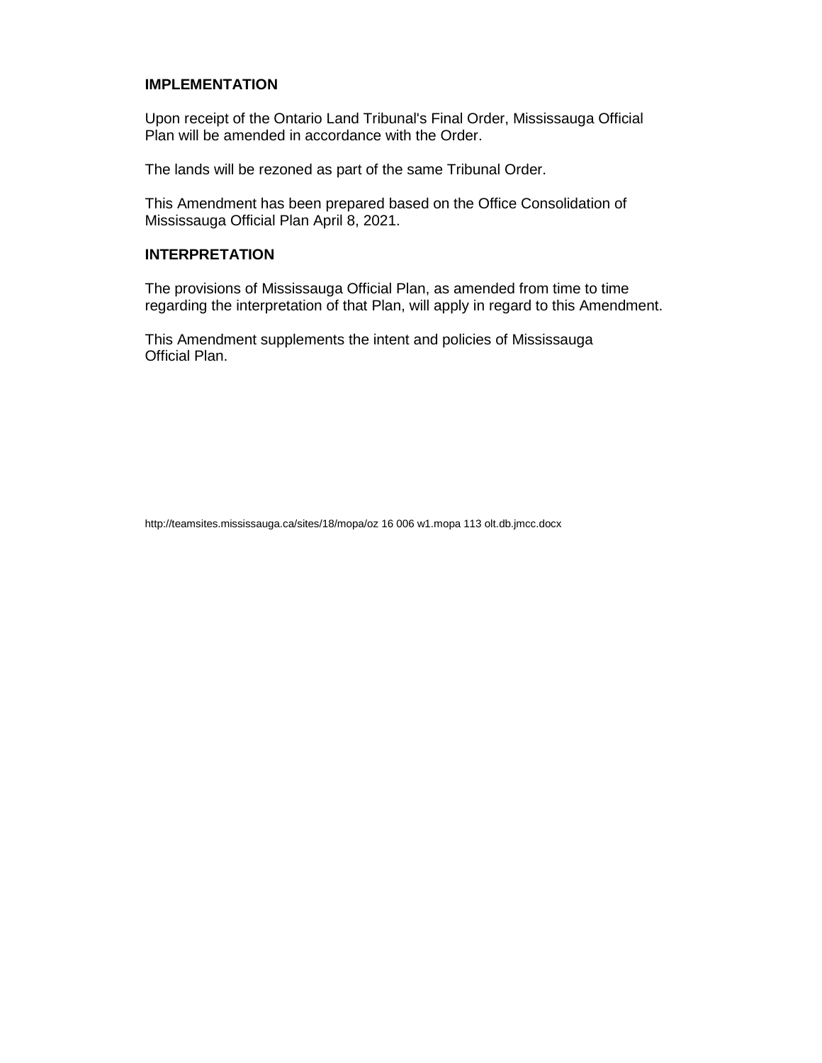**IMPLEMENTATION**

Upon receipt of the Ontario Land Tribunal's Final Order, Mississauga Official Plan will be amended in accordance with the Order.

The lands will be rezoned as part of the same Tribunal Order.

This Amendment has been prepared based on the Office Consolidation of Mississauga Official Plan April 8, 2021.

**INTERPRETATION**

The provisions of Mississauga Official Plan, as amended from time to time regarding the interpretation of that Plan, will apply in regard to this Amendment.

This Amendment supplements the intent and policies of Mississauga Official Plan.

http://teamsites.mississauga.ca/sites/18/mopa/oz 16 006 w1.mopa 113 olt.db.jmcc.docx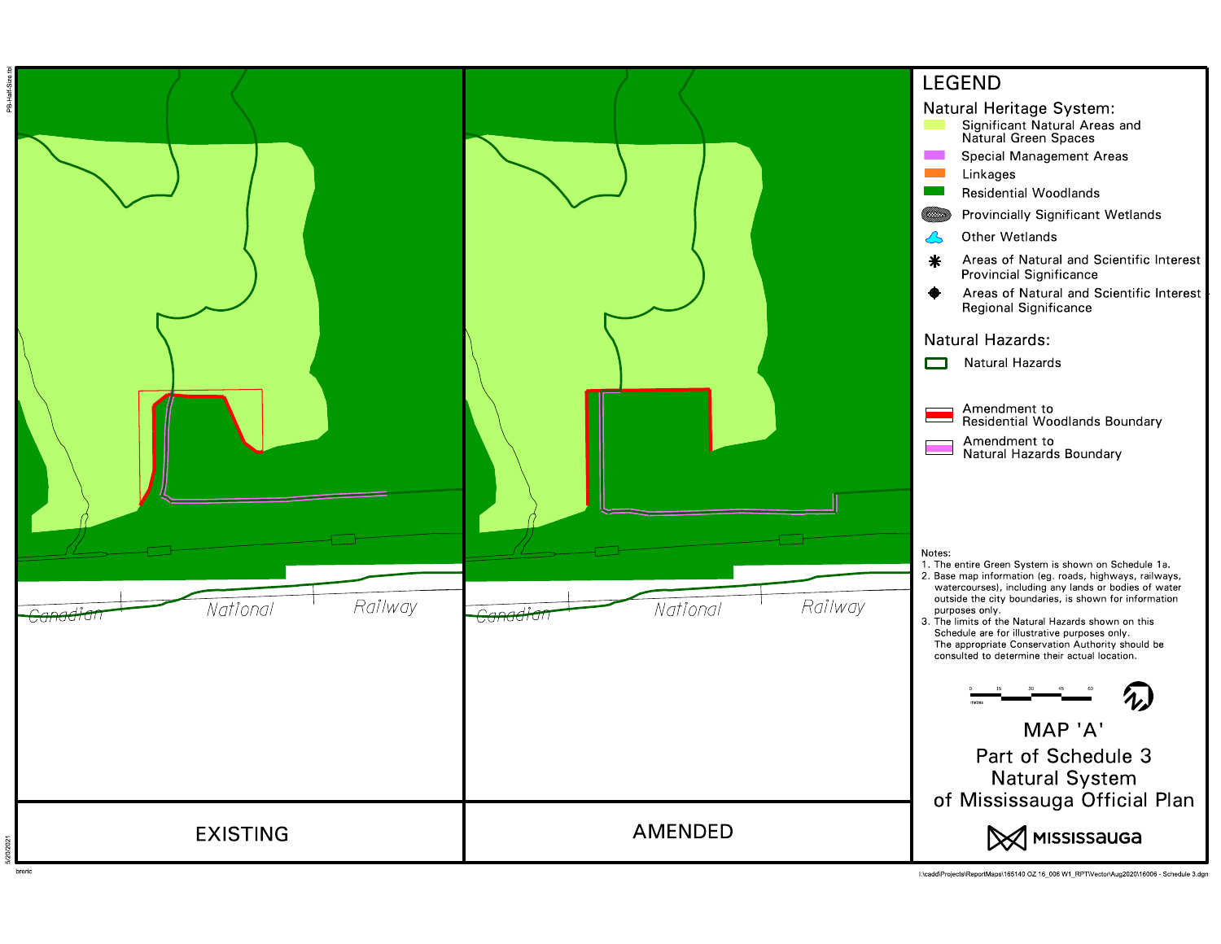Canadian National Railway

Canadian National Railway

EXISTING

AMENDED

# LEGEND

## Natural Heritage System:

- Significant Natural Areas and Natural Green Spaces
- Special Management Areas
- Linkages
- Residential Woodlands
- Provincially Significant Wetlands
- Other Wetlands
- Areas of Natural and Scientific Interest Provincial Significance
- Areas of Natural and Scientific Interest Regional Significance

## Natural Hazards:

- Natural Hazards

- Amendment to Residential Woodlands Boundary
- Amendment to Natural Hazards Boundary

Notes:

1. The entire Green System is shown on Schedule 1a.
2. Base map information (eg. roads, highways, railways, watercourses), including any lands or bodies of water outside the city boundaries, is shown for information purposes only.
3. The limits of the Natural Hazards shown on this Schedule are for illustrative purposes only. The appropriate Conservation Authority should be consulted to determine their actual location.

0 15 30 45 60

metres

# MAP 'A'

Part of Schedule 3
Natural System
of Mississauga Official Plan

MISSISSAUGA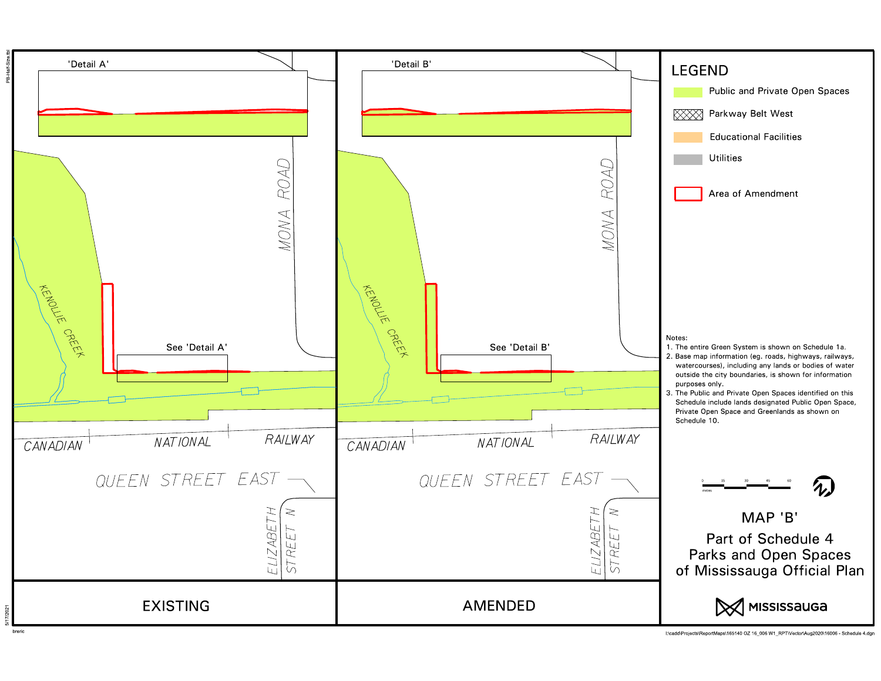'Detail A'

MONA ROAD

KENOLLIE CREEK

See 'Detail A'

CANADIAN NATIONAL RAILWAY

QUEEN STREET EAST

ELIZABETH STREET N

EXISTING

'Detail B'

MONA ROAD

KENOLLIE CREEK

See 'Detail B'

CANADIAN NATIONAL RAILWAY

QUEEN STREET EAST

ELIZABETH STREET N

AMENDED

## LEGEND

- Public and Private Open Spaces
- Parkway Belt West
- Educational Facilities
- Utilities
- Area of Amendment

Notes:

1. The entire Green System is shown on Schedule 1a.
2. Base map information (eg. roads, highways, railways, watercourses), including any lands or bodies of water outside the city boundaries, is shown for information purposes only.
3. The Public and Private Open Spaces identified on this Schedule include lands designated Public Open Space, Private Open Space and Greenlands as shown on Schedule 10.

0 15 30 45 60 metres

## MAP 'B'

Part of Schedule 4 Parks and Open Spaces of Mississauga Official Plan

MISSISSAUGA

5/17/2021

breric

I:\cadd\Projects\ReportMaps\165140 OZ 16_006 W1_RPT\Vector\Aug2020\16006 - Schedule 4.dgn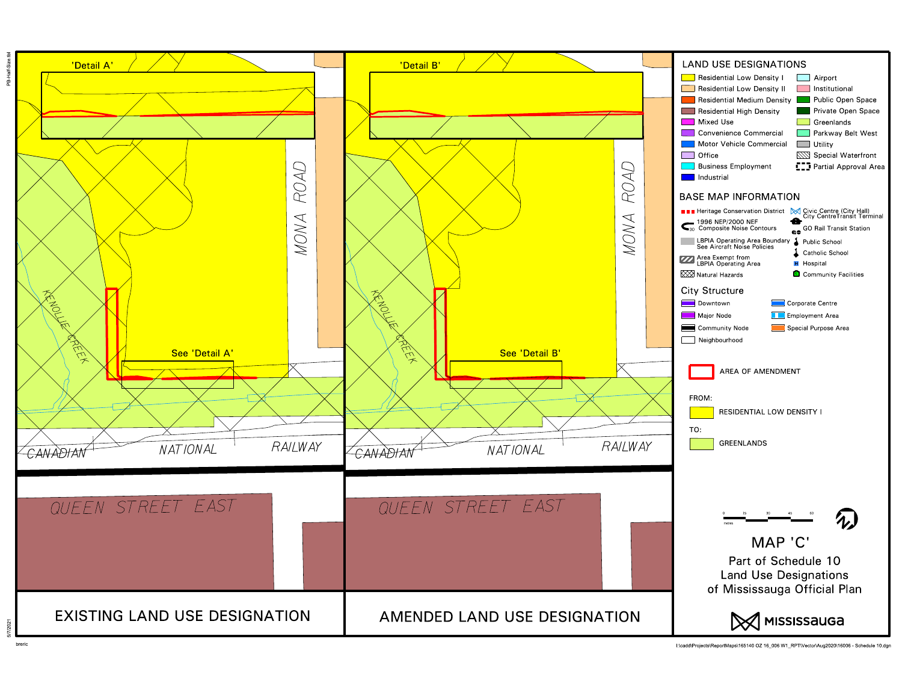'Detail A'

See 'Detail A'

MONA ROAD

KENOLLIE CREEK

CANADIAN NATIONAL RAILWAY

QUEEN STREET EAST

EXISTING LAND USE DESIGNATION

'Detail B'

See 'Detail B'

MONA ROAD

KENOLLIE CREEK

CANADIAN NATIONAL RAILWAY

QUEEN STREET EAST

AMENDED LAND USE DESIGNATION

## LAND USE DESIGNATIONS

- Residential Low Density I
- Residential Low Density II
- Residential Medium Density
- Residential High Density
- Mixed Use
- Convenience Commercial
- Motor Vehicle Commercial
- Office
- Business Employment
- Industrial
- Airport
- Institutional
- Public Open Space
- Private Open Space
- Greenlands
- Parkway Belt West
- Utility
- Special Waterfront
- Partial Approval Area

## BASE MAP INFORMATION

- Heritage Conservation District
- 1996 NEP/2000 NEF Composite Noise Contours
- LBPIA Operating Area Boundary See Aircraft Noise Policies
- Area Exempt from LBPIA Operating Area
- Natural Hazards
- Civic Centre (City Hall) City Centre Transit Terminal
- GO Rail Transit Station
- Public School
- Catholic School
- Hospital
- Community Facilities

## City Structure

- Downtown
- Major Node
- Community Node
- Neighbourhood
- Corporate Centre
- Employment Area
- Special Purpose Area

AREA OF AMENDMENT

FROM:

RESIDENTIAL LOW DENSITY I

TO:

GREENLANDS

0 15 30 45 60
metres

# MAP 'C'

Part of Schedule 10
Land Use Designations
of Mississauga Official Plan

MISSISSAUGA